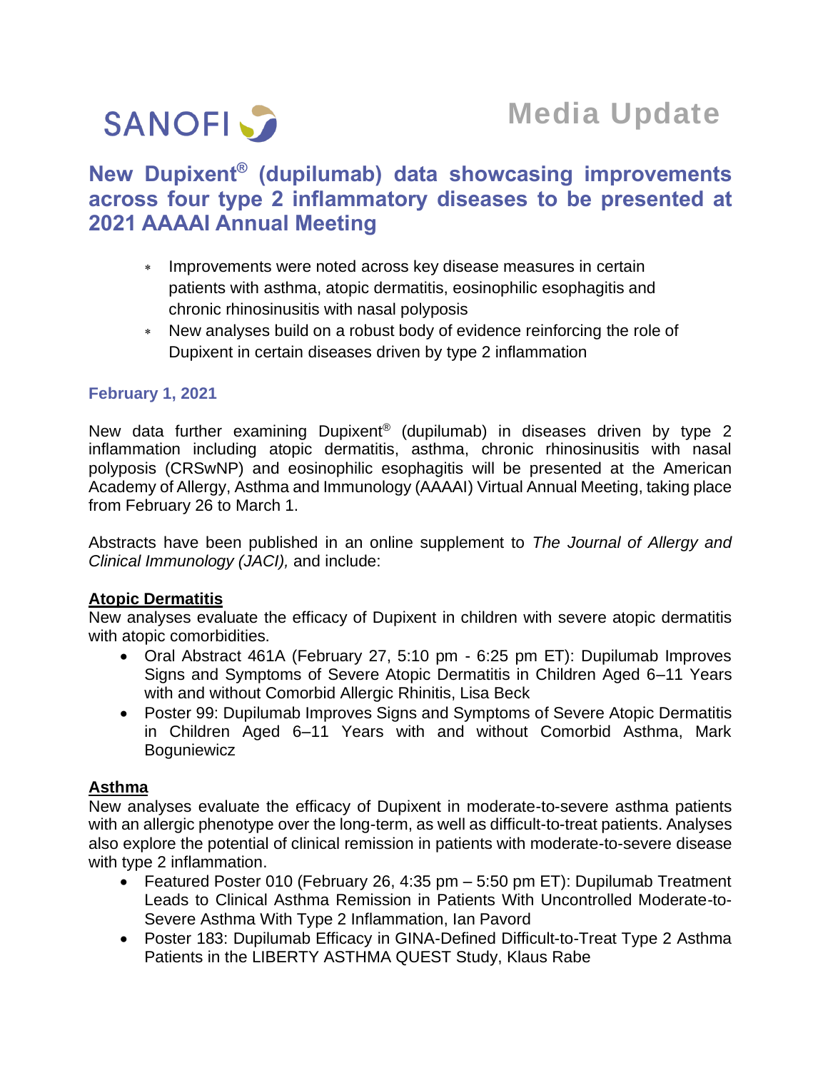SANOFI

**Media Update**

# New Dupixent® (dupilumab) data showcasing improvements across four type 2 inflammatory diseases to be presented at 2021 AAAAI Annual Meeting

- Improvements were noted across key disease measures in certain patients with asthma, atopic dermatitis, eosinophilic esophagitis and chronic rhinosinusitis with nasal polyposis
- New analyses build on a robust body of evidence reinforcing the role of Dupixent in certain diseases driven by type 2 inflammation

**February 1, 2021**

New data further examining Dupixent® (dupilumab) in diseases driven by type 2 inflammation including atopic dermatitis, asthma, chronic rhinosinusitis with nasal polyposis (CRSwNP) and eosinophilic esophagitis will be presented at the American Academy of Allergy, Asthma and Immunology (AAAAI) Virtual Annual Meeting, taking place from February 26 to March 1.

Abstracts have been published in an online supplement to *The Journal of Allergy and Clinical Immunology (JACI),* and include:

**Atopic Dermatitis**

New analyses evaluate the efficacy of Dupixent in children with severe atopic dermatitis with atopic comorbidities.

- Oral Abstract 461A (February 27, 5:10 pm - 6:25 pm ET): Dupilumab Improves Signs and Symptoms of Severe Atopic Dermatitis in Children Aged 6–11 Years with and without Comorbid Allergic Rhinitis, Lisa Beck
- Poster 99: Dupilumab Improves Signs and Symptoms of Severe Atopic Dermatitis in Children Aged 6–11 Years with and without Comorbid Asthma, Mark Boguniewicz

**Asthma**

New analyses evaluate the efficacy of Dupixent in moderate-to-severe asthma patients with an allergic phenotype over the long-term, as well as difficult-to-treat patients. Analyses also explore the potential of clinical remission in patients with moderate-to-severe disease with type 2 inflammation.

- Featured Poster 010 (February 26, 4:35 pm – 5:50 pm ET): Dupilumab Treatment Leads to Clinical Asthma Remission in Patients With Uncontrolled Moderate-to-Severe Asthma With Type 2 Inflammation, Ian Pavord
- Poster 183: Dupilumab Efficacy in GINA-Defined Difficult-to-Treat Type 2 Asthma Patients in the LIBERTY ASTHMA QUEST Study, Klaus Rabe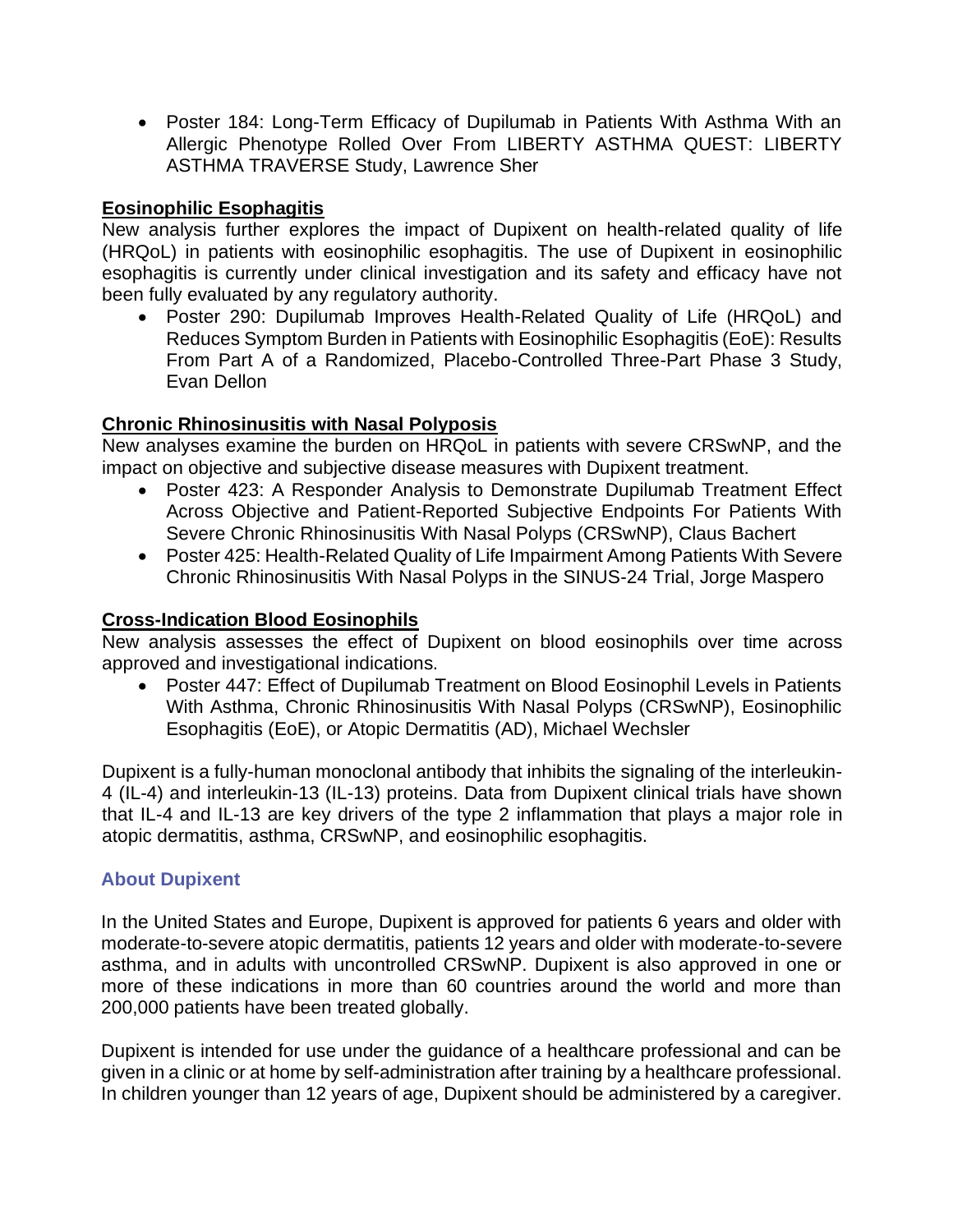- Poster 184: Long-Term Efficacy of Dupilumab in Patients With Asthma With an Allergic Phenotype Rolled Over From LIBERTY ASTHMA QUEST: LIBERTY ASTHMA TRAVERSE Study, Lawrence Sher

**Eosinophilic Esophagitis**

New analysis further explores the impact of Dupixent on health-related quality of life (HRQoL) in patients with eosinophilic esophagitis. The use of Dupixent in eosinophilic esophagitis is currently under clinical investigation and its safety and efficacy have not been fully evaluated by any regulatory authority.

- Poster 290: Dupilumab Improves Health-Related Quality of Life (HRQoL) and Reduces Symptom Burden in Patients with Eosinophilic Esophagitis (EoE): Results From Part A of a Randomized, Placebo-Controlled Three-Part Phase 3 Study, Evan Dellon

**Chronic Rhinosinusitis with Nasal Polyposis**

New analyses examine the burden on HRQoL in patients with severe CRSwNP, and the impact on objective and subjective disease measures with Dupixent treatment.

- Poster 423: A Responder Analysis to Demonstrate Dupilumab Treatment Effect Across Objective and Patient-Reported Subjective Endpoints For Patients With Severe Chronic Rhinosinusitis With Nasal Polyps (CRSwNP), Claus Bachert
- Poster 425: Health-Related Quality of Life Impairment Among Patients With Severe Chronic Rhinosinusitis With Nasal Polyps in the SINUS-24 Trial, Jorge Maspero

**Cross-Indication Blood Eosinophils**

New analysis assesses the effect of Dupixent on blood eosinophils over time across approved and investigational indications.

- Poster 447: Effect of Dupilumab Treatment on Blood Eosinophil Levels in Patients With Asthma, Chronic Rhinosinusitis With Nasal Polyps (CRSwNP), Eosinophilic Esophagitis (EoE), or Atopic Dermatitis (AD), Michael Wechsler

Dupixent is a fully-human monoclonal antibody that inhibits the signaling of the interleukin-4 (IL-4) and interleukin-13 (IL-13) proteins. Data from Dupixent clinical trials have shown that IL-4 and IL-13 are key drivers of the type 2 inflammation that plays a major role in atopic dermatitis, asthma, CRSwNP, and eosinophilic esophagitis.

## About Dupixent

In the United States and Europe, Dupixent is approved for patients 6 years and older with moderate-to-severe atopic dermatitis, patients 12 years and older with moderate-to-severe asthma, and in adults with uncontrolled CRSwNP. Dupixent is also approved in one or more of these indications in more than 60 countries around the world and more than 200,000 patients have been treated globally.

Dupixent is intended for use under the guidance of a healthcare professional and can be given in a clinic or at home by self-administration after training by a healthcare professional. In children younger than 12 years of age, Dupixent should be administered by a caregiver.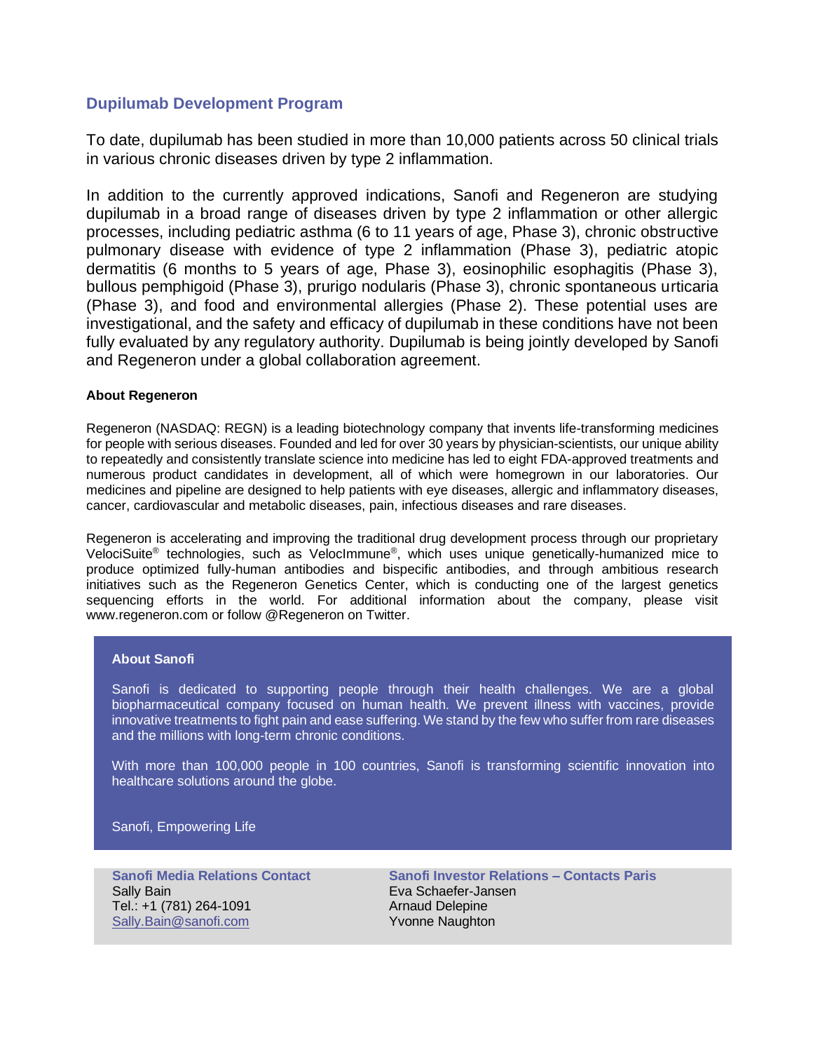## Dupilumab Development Program

To date, dupilumab has been studied in more than 10,000 patients across 50 clinical trials in various chronic diseases driven by type 2 inflammation.

In addition to the currently approved indications, Sanofi and Regeneron are studying dupilumab in a broad range of diseases driven by type 2 inflammation or other allergic processes, including pediatric asthma (6 to 11 years of age, Phase 3), chronic obstructive pulmonary disease with evidence of type 2 inflammation (Phase 3), pediatric atopic dermatitis (6 months to 5 years of age, Phase 3), eosinophilic esophagitis (Phase 3), bullous pemphigoid (Phase 3), prurigo nodularis (Phase 3), chronic spontaneous urticaria (Phase 3), and food and environmental allergies (Phase 2). These potential uses are investigational, and the safety and efficacy of dupilumab in these conditions have not been fully evaluated by any regulatory authority. Dupilumab is being jointly developed by Sanofi and Regeneron under a global collaboration agreement.

**About Regeneron**

Regeneron (NASDAQ: REGN) is a leading biotechnology company that invents life-transforming medicines for people with serious diseases. Founded and led for over 30 years by physician-scientists, our unique ability to repeatedly and consistently translate science into medicine has led to eight FDA-approved treatments and numerous product candidates in development, all of which were homegrown in our laboratories. Our medicines and pipeline are designed to help patients with eye diseases, allergic and inflammatory diseases, cancer, cardiovascular and metabolic diseases, pain, infectious diseases and rare diseases.

Regeneron is accelerating and improving the traditional drug development process through our proprietary VelociSuite® technologies, such as VelocImmune®, which uses unique genetically-humanized mice to produce optimized fully-human antibodies and bispecific antibodies, and through ambitious research initiatives such as the Regeneron Genetics Center, which is conducting one of the largest genetics sequencing efforts in the world. For additional information about the company, please visit www.regeneron.com or follow @Regeneron on Twitter.

**About Sanofi**

Sanofi is dedicated to supporting people through their health challenges. We are a global biopharmaceutical company focused on human health. We prevent illness with vaccines, provide innovative treatments to fight pain and ease suffering. We stand by the few who suffer from rare diseases and the millions with long-term chronic conditions.

With more than 100,000 people in 100 countries, Sanofi is transforming scientific innovation into healthcare solutions around the globe.

Sanofi, Empowering Life

**Sanofi Media Relations Contact**
Sally Bain
Tel.: +1 (781) 264-1091
Sally.Bain@sanofi.com

**Sanofi Investor Relations – Contacts Paris**
Eva Schaefer-Jansen
Arnaud Delepine
Yvonne Naughton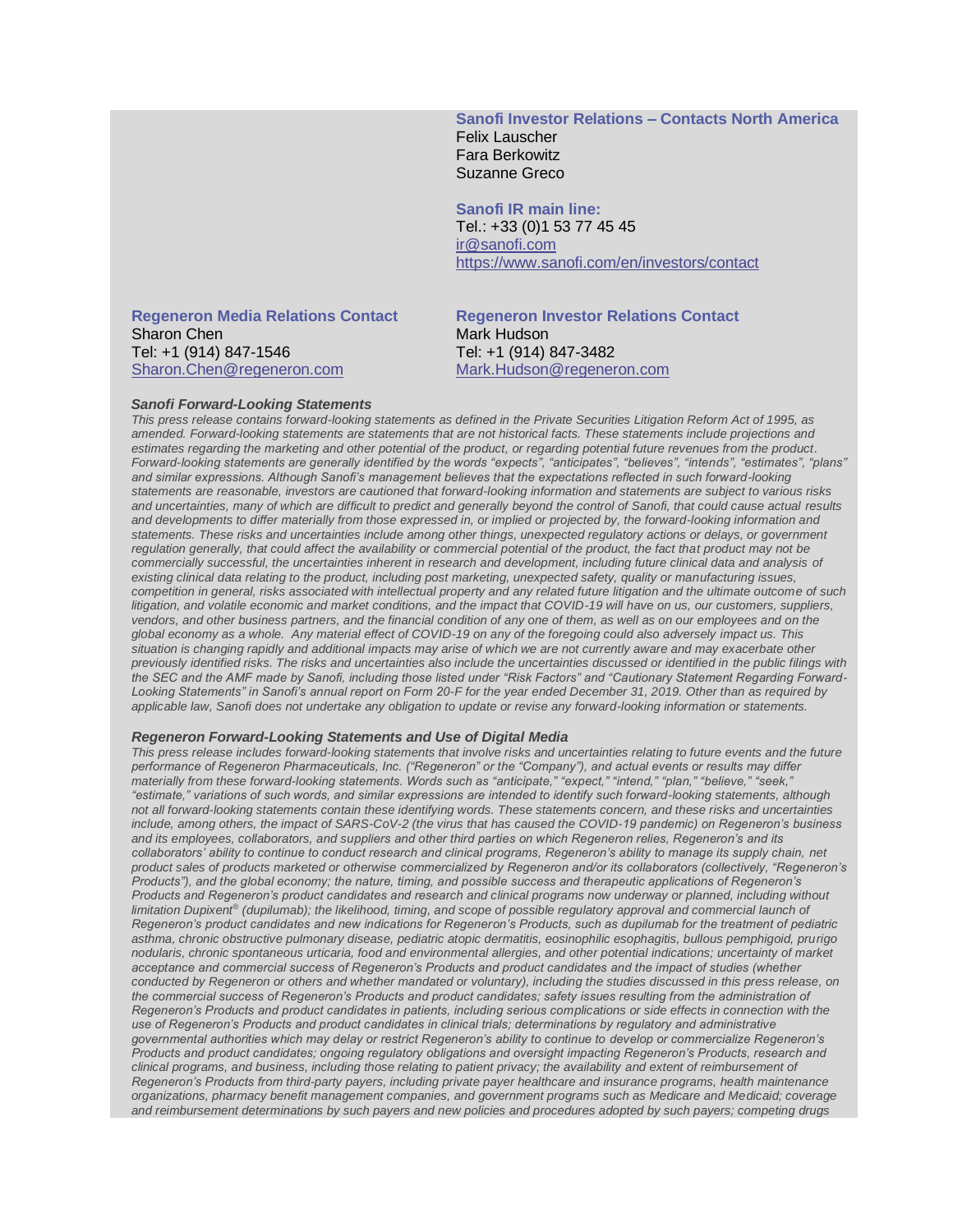**Sanofi Investor Relations – Contacts North America**
Felix Lauscher
Fara Berkowitz
Suzanne Greco

**Sanofi IR main line:**
Tel.: +33 (0)1 53 77 45 45
ir@sanofi.com
https://www.sanofi.com/en/investors/contact

**Regeneron Media Relations Contact**
Sharon Chen
Tel: +1 (914) 847-1546
Sharon.Chen@regeneron.com

**Regeneron Investor Relations Contact**
Mark Hudson
Tel: +1 (914) 847-3482
Mark.Hudson@regeneron.com

***Sanofi Forward-Looking Statements***

*This press release contains forward-looking statements as defined in the Private Securities Litigation Reform Act of 1995, as amended. Forward-looking statements are statements that are not historical facts. These statements include projections and estimates regarding the marketing and other potential of the product, or regarding potential future revenues from the product. Forward-looking statements are generally identified by the words "expects", "anticipates", "believes", "intends", "estimates", "plans" and similar expressions. Although Sanofi's management believes that the expectations reflected in such forward-looking statements are reasonable, investors are cautioned that forward-looking information and statements are subject to various risks and uncertainties, many of which are difficult to predict and generally beyond the control of Sanofi, that could cause actual results and developments to differ materially from those expressed in, or implied or projected by, the forward-looking information and statements. These risks and uncertainties include among other things, unexpected regulatory actions or delays, or government regulation generally, that could affect the availability or commercial potential of the product, the fact that product may not be commercially successful, the uncertainties inherent in research and development, including future clinical data and analysis of existing clinical data relating to the product, including post marketing, unexpected safety, quality or manufacturing issues, competition in general, risks associated with intellectual property and any related future litigation and the ultimate outcome of such litigation, and volatile economic and market conditions, and the impact that COVID-19 will have on us, our customers, suppliers, vendors, and other business partners, and the financial condition of any one of them, as well as on our employees and on the global economy as a whole. Any material effect of COVID-19 on any of the foregoing could also adversely impact us. This situation is changing rapidly and additional impacts may arise of which we are not currently aware and may exacerbate other previously identified risks. The risks and uncertainties also include the uncertainties discussed or identified in the public filings with the SEC and the AMF made by Sanofi, including those listed under "Risk Factors" and "Cautionary Statement Regarding Forward-Looking Statements" in Sanofi's annual report on Form 20-F for the year ended December 31, 2019. Other than as required by applicable law, Sanofi does not undertake any obligation to update or revise any forward-looking information or statements.*

***Regeneron Forward-Looking Statements and Use of Digital Media***

*This press release includes forward-looking statements that involve risks and uncertainties relating to future events and the future performance of Regeneron Pharmaceuticals, Inc. ("Regeneron" or the "Company"), and actual events or results may differ materially from these forward-looking statements. Words such as "anticipate," "expect," "intend," "plan," "believe," "seek," "estimate," variations of such words, and similar expressions are intended to identify such forward-looking statements, although not all forward-looking statements contain these identifying words. These statements concern, and these risks and uncertainties include, among others, the impact of SARS-CoV-2 (the virus that has caused the COVID-19 pandemic) on Regeneron's business and its employees, collaborators, and suppliers and other third parties on which Regeneron relies, Regeneron's and its collaborators' ability to continue to conduct research and clinical programs, Regeneron's ability to manage its supply chain, net product sales of products marketed or otherwise commercialized by Regeneron and/or its collaborators (collectively, "Regeneron's Products"), and the global economy; the nature, timing, and possible success and therapeutic applications of Regeneron's Products and Regeneron's product candidates and research and clinical programs now underway or planned, including without limitation Dupixent® (dupilumab); the likelihood, timing, and scope of possible regulatory approval and commercial launch of Regeneron's product candidates and new indications for Regeneron's Products, such as dupilumab for the treatment of pediatric asthma, chronic obstructive pulmonary disease, pediatric atopic dermatitis, eosinophilic esophagitis, bullous pemphigoid, prurigo nodularis, chronic spontaneous urticaria, food and environmental allergies, and other potential indications; uncertainty of market acceptance and commercial success of Regeneron's Products and product candidates and the impact of studies (whether conducted by Regeneron or others and whether mandated or voluntary), including the studies discussed in this press release, on the commercial success of Regeneron's Products and product candidates; safety issues resulting from the administration of Regeneron's Products and product candidates in patients, including serious complications or side effects in connection with the use of Regeneron's Products and product candidates in clinical trials; determinations by regulatory and administrative governmental authorities which may delay or restrict Regeneron's ability to continue to develop or commercialize Regeneron's Products and product candidates; ongoing regulatory obligations and oversight impacting Regeneron's Products, research and clinical programs, and business, including those relating to patient privacy; the availability and extent of reimbursement of Regeneron's Products from third-party payers, including private payer healthcare and insurance programs, health maintenance organizations, pharmacy benefit management companies, and government programs such as Medicare and Medicaid; coverage and reimbursement determinations by such payers and new policies and procedures adopted by such payers; competing drugs*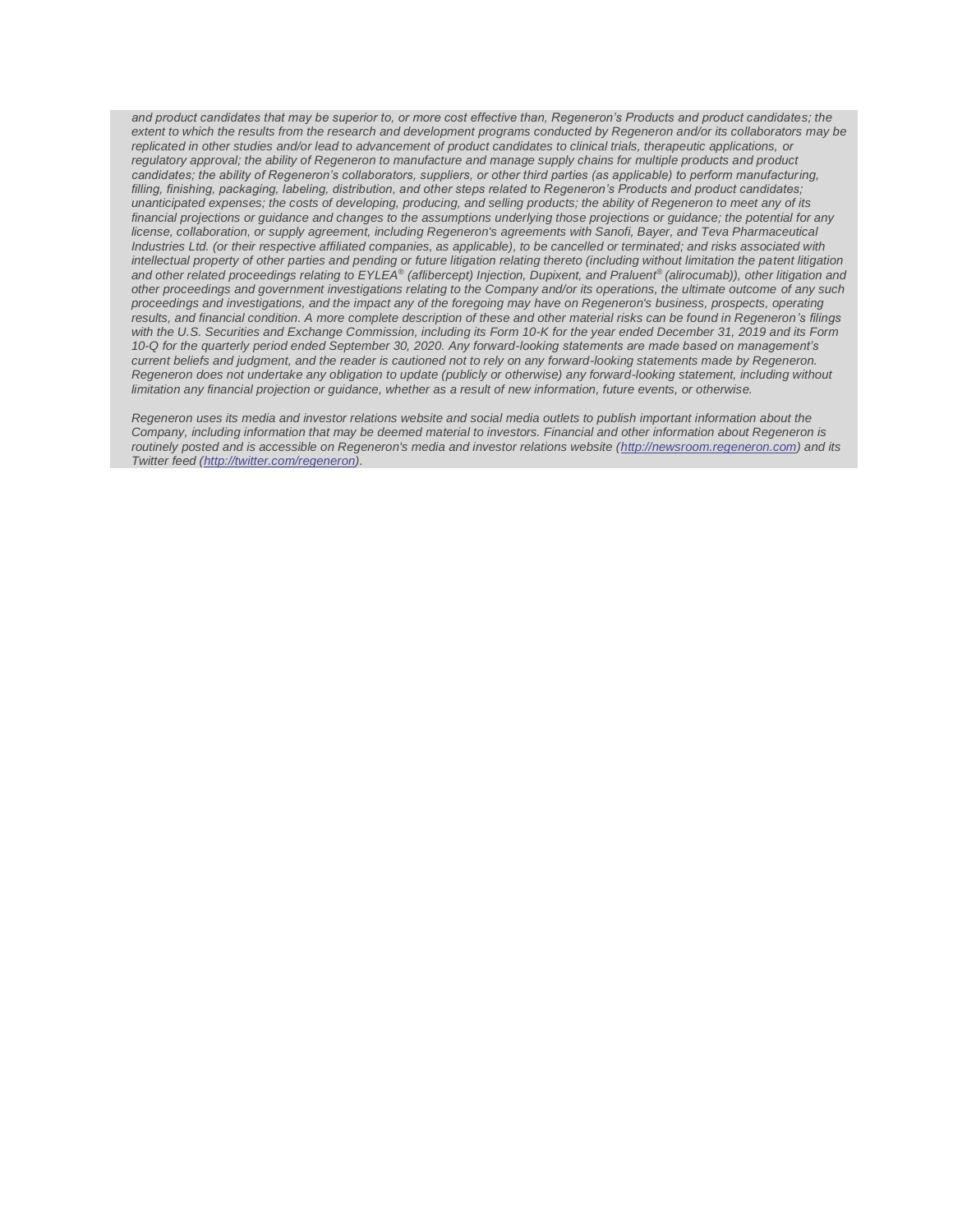*and product candidates that may be superior to, or more cost effective than, Regeneron's Products and product candidates; the extent to which the results from the research and development programs conducted by Regeneron and/or its collaborators may be replicated in other studies and/or lead to advancement of product candidates to clinical trials, therapeutic applications, or regulatory approval; the ability of Regeneron to manufacture and manage supply chains for multiple products and product candidates; the ability of Regeneron's collaborators, suppliers, or other third parties (as applicable) to perform manufacturing, filling, finishing, packaging, labeling, distribution, and other steps related to Regeneron's Products and product candidates; unanticipated expenses; the costs of developing, producing, and selling products; the ability of Regeneron to meet any of its financial projections or guidance and changes to the assumptions underlying those projections or guidance; the potential for any license, collaboration, or supply agreement, including Regeneron's agreements with Sanofi, Bayer, and Teva Pharmaceutical Industries Ltd. (or their respective affiliated companies, as applicable), to be cancelled or terminated; and risks associated with intellectual property of other parties and pending or future litigation relating thereto (including without limitation the patent litigation and other related proceedings relating to EYLEA® (aflibercept) Injection, Dupixent, and Praluent® (alirocumab)), other litigation and other proceedings and government investigations relating to the Company and/or its operations, the ultimate outcome of any such proceedings and investigations, and the impact any of the foregoing may have on Regeneron's business, prospects, operating results, and financial condition. A more complete description of these and other material risks can be found in Regeneron's filings with the U.S. Securities and Exchange Commission, including its Form 10-K for the year ended December 31, 2019 and its Form 10-Q for the quarterly period ended September 30, 2020. Any forward-looking statements are made based on management's current beliefs and judgment, and the reader is cautioned not to rely on any forward-looking statements made by Regeneron. Regeneron does not undertake any obligation to update (publicly or otherwise) any forward-looking statement, including without limitation any financial projection or guidance, whether as a result of new information, future events, or otherwise.*

*Regeneron uses its media and investor relations website and social media outlets to publish important information about the Company, including information that may be deemed material to investors. Financial and other information about Regeneron is routinely posted and is accessible on Regeneron's media and investor relations website ([http://newsroom.regeneron.com](http://newsroom.regeneron.com)) and its Twitter feed ([http://twitter.com/regeneron](http://twitter.com/regeneron)).*